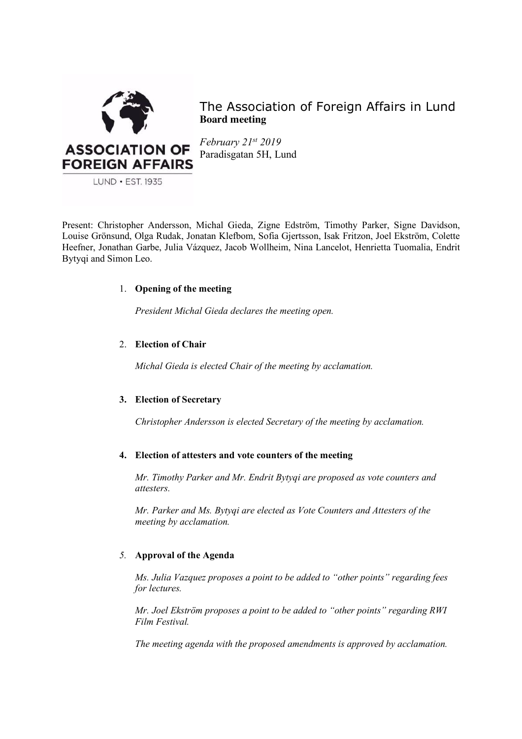# The Association of Foreign Affairs in Lund

**Board meeting**

*February 21st 2019*
Paradisgatan 5H, Lund

Present: Christopher Andersson, Michal Gieda, Zigne Edström, Timothy Parker, Signe Davidson, Louise Grönsund, Olga Rudak, Jonatan Klefbom, Sofia Gjertsson, Isak Fritzon, Joel Ekström, Colette Heefner, Jonathan Garbe, Julia Vázquez, Jacob Wollheim, Nina Lancelot, Henrietta Tuomalia, Endrit Bytyqi and Simon Leo.

1. **Opening of the meeting**

   *President Michal Gieda declares the meeting open.*

2. **Election of Chair**

   *Michal Gieda is elected Chair of the meeting by acclamation.*

3. **Election of Secretary**

   *Christopher Andersson is elected Secretary of the meeting by acclamation.*

4. **Election of attesters and vote counters of the meeting**

   *Mr. Timothy Parker and Mr. Endrit Bytyqi are proposed as vote counters and attesters.*

   *Mr. Parker and Ms. Bytyqi are elected as Vote Counters and Attesters of the meeting by acclamation.*

5. **Approval of the Agenda**

   *Ms. Julia Vazquez proposes a point to be added to "other points" regarding fees for lectures.*

   *Mr. Joel Ekström proposes a point to be added to "other points" regarding RWI Film Festival.*

   *The meeting agenda with the proposed amendments is approved by acclamation.*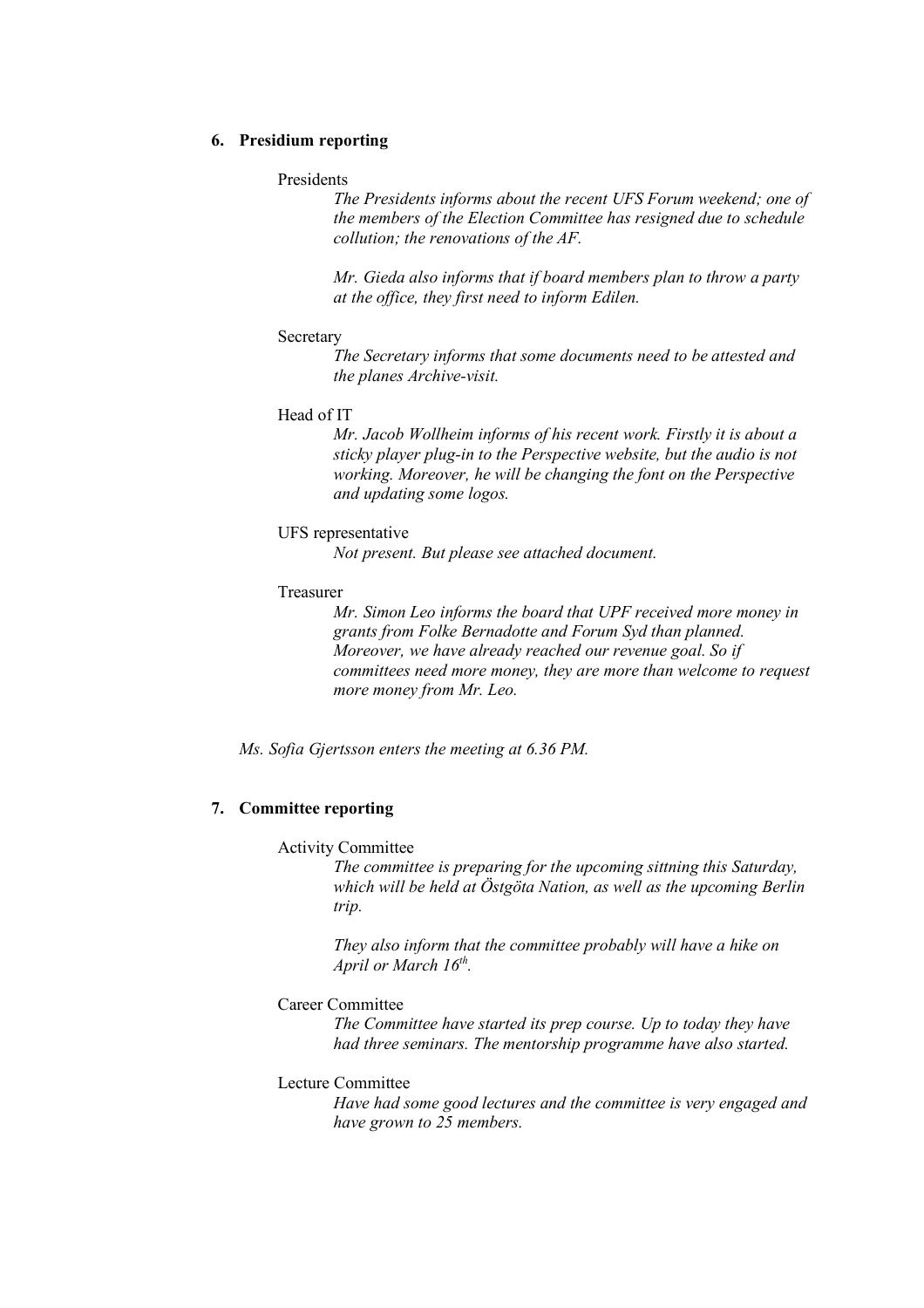## 6. Presidium reporting

Presidents

*The Presidents informs about the recent UFS Forum weekend; one of the members of the Election Committee has resigned due to schedule collution; the renovations of the AF.*

*Mr. Gieda also informs that if board members plan to throw a party at the office, they first need to inform Edilen.*

Secretary

*The Secretary informs that some documents need to be attested and the planes Archive-visit.*

Head of IT

*Mr. Jacob Wollheim informs of his recent work. Firstly it is about a sticky player plug-in to the Perspective website, but the audio is not working. Moreover, he will be changing the font on the Perspective and updating some logos.*

UFS representative

*Not present. But please see attached document.*

Treasurer

*Mr. Simon Leo informs the board that UPF received more money in grants from Folke Bernadotte and Forum Syd than planned. Moreover, we have already reached our revenue goal. So if committees need more money, they are more than welcome to request more money from Mr. Leo.*

*Ms. Sofia Gjertsson enters the meeting at 6.36 PM.*

## 7. Committee reporting

Activity Committee

*The committee is preparing for the upcoming sittning this Saturday, which will be held at Östgöta Nation, as well as the upcoming Berlin trip.*

*They also inform that the committee probably will have a hike on April or March 16th.*

Career Committee

*The Committee have started its prep course. Up to today they have had three seminars. The mentorship programme have also started.*

Lecture Committee

*Have had some good lectures and the committee is very engaged and have grown to 25 members.*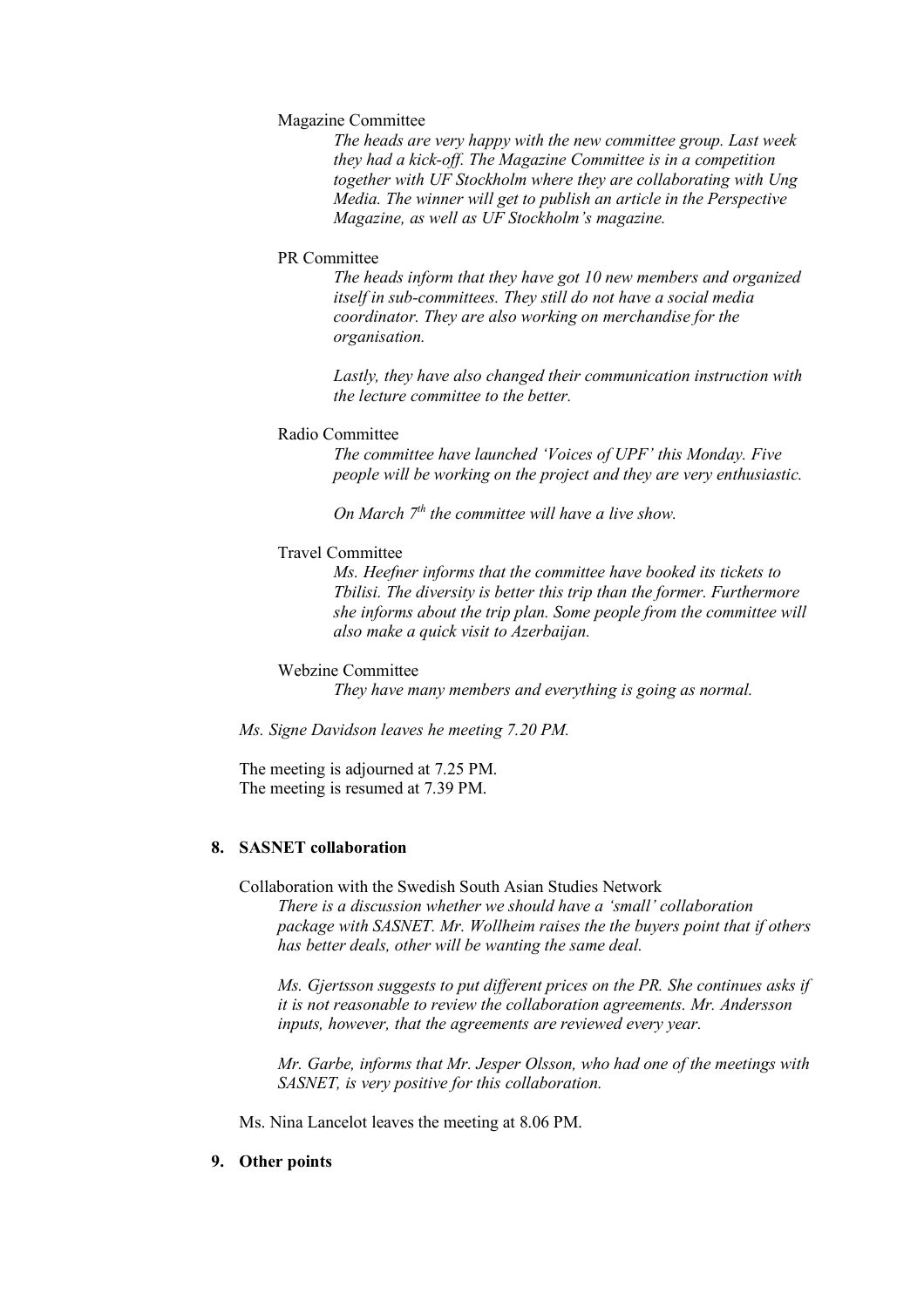Magazine Committee

*The heads are very happy with the new committee group. Last week they had a kick-off. The Magazine Committee is in a competition together with UF Stockholm where they are collaborating with Ung Media. The winner will get to publish an article in the Perspective Magazine, as well as UF Stockholm's magazine.*

PR Committee

*The heads inform that they have got 10 new members and organized itself in sub-committees. They still do not have a social media coordinator. They are also working on merchandise for the organisation.*

*Lastly, they have also changed their communication instruction with the lecture committee to the better.*

Radio Committee

*The committee have launched 'Voices of UPF' this Monday. Five people will be working on the project and they are very enthusiastic.*

*On March 7th the committee will have a live show.*

Travel Committee

*Ms. Heefner informs that the committee have booked its tickets to Tbilisi. The diversity is better this trip than the former. Furthermore she informs about the trip plan. Some people from the committee will also make a quick visit to Azerbaijan.*

Webzine Committee

*They have many members and everything is going as normal.*

*Ms. Signe Davidson leaves he meeting 7.20 PM.*

The meeting is adjourned at 7.25 PM.
The meeting is resumed at 7.39 PM.

## 8. SASNET collaboration

Collaboration with the Swedish South Asian Studies Network

*There is a discussion whether we should have a 'small' collaboration package with SASNET. Mr. Wollheim raises the the buyers point that if others has better deals, other will be wanting the same deal.*

*Ms. Gjertsson suggests to put different prices on the PR. She continues asks if it is not reasonable to review the collaboration agreements. Mr. Andersson inputs, however, that the agreements are reviewed every year.*

*Mr. Garbe, informs that Mr. Jesper Olsson, who had one of the meetings with SASNET, is very positive for this collaboration.*

Ms. Nina Lancelot leaves the meeting at 8.06 PM.

## 9. Other points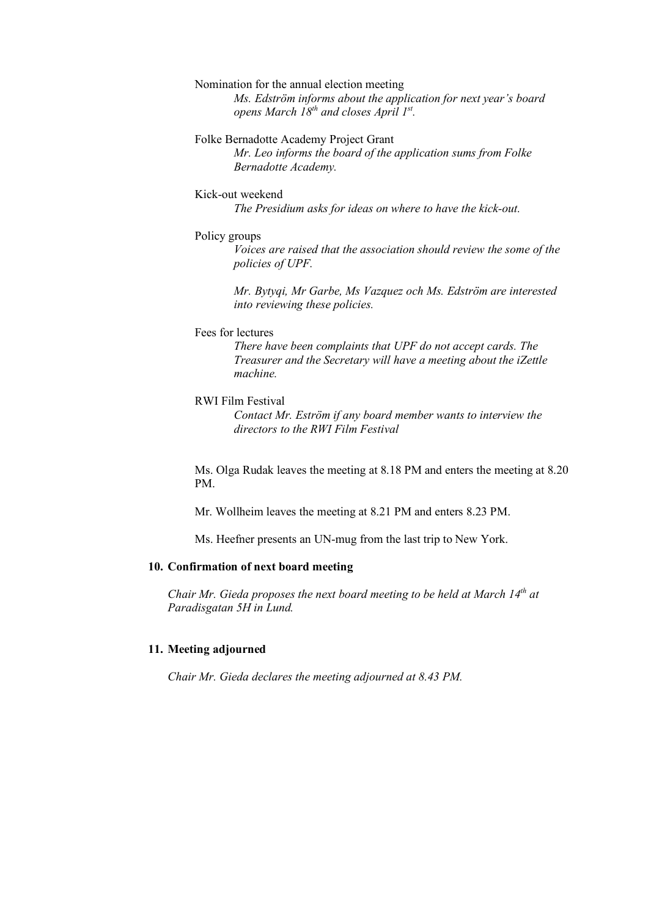Nomination for the annual election meeting

*Ms. Edström informs about the application for next year's board opens March 18th and closes April 1st.*

Folke Bernadotte Academy Project Grant

*Mr. Leo informs the board of the application sums from Folke Bernadotte Academy.*

Kick-out weekend

*The Presidium asks for ideas on where to have the kick-out.*

Policy groups

*Voices are raised that the association should review the some of the policies of UPF.*

*Mr. Bytyqi, Mr Garbe, Ms Vazquez och Ms. Edström are interested into reviewing these policies.*

Fees for lectures

*There have been complaints that UPF do not accept cards. The Treasurer and the Secretary will have a meeting about the iZettle machine.*

RWI Film Festival

*Contact Mr. Eström if any board member wants to interview the directors to the RWI Film Festival*

Ms. Olga Rudak leaves the meeting at 8.18 PM and enters the meeting at 8.20 PM.

Mr. Wollheim leaves the meeting at 8.21 PM and enters 8.23 PM.

Ms. Heefner presents an UN-mug from the last trip to New York.

**10. Confirmation of next board meeting**

*Chair Mr. Gieda proposes the next board meeting to be held at March 14th at Paradisgatan 5H in Lund.*

**11. Meeting adjourned**

*Chair Mr. Gieda declares the meeting adjourned at 8.43 PM.*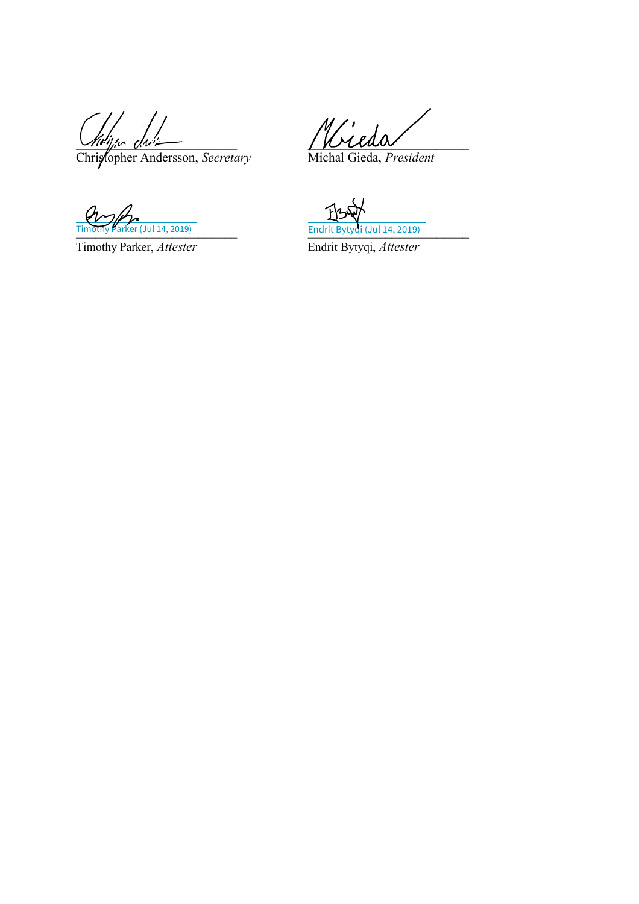Christopher Andersson, *Secretary*

Michal Gieda, *President*

Timothy Parker (Jul 14, 2019)

Timothy Parker, *Attester*

Endrit Bytyqi (Jul 14, 2019)

Endrit Bytyqi, *Attester*